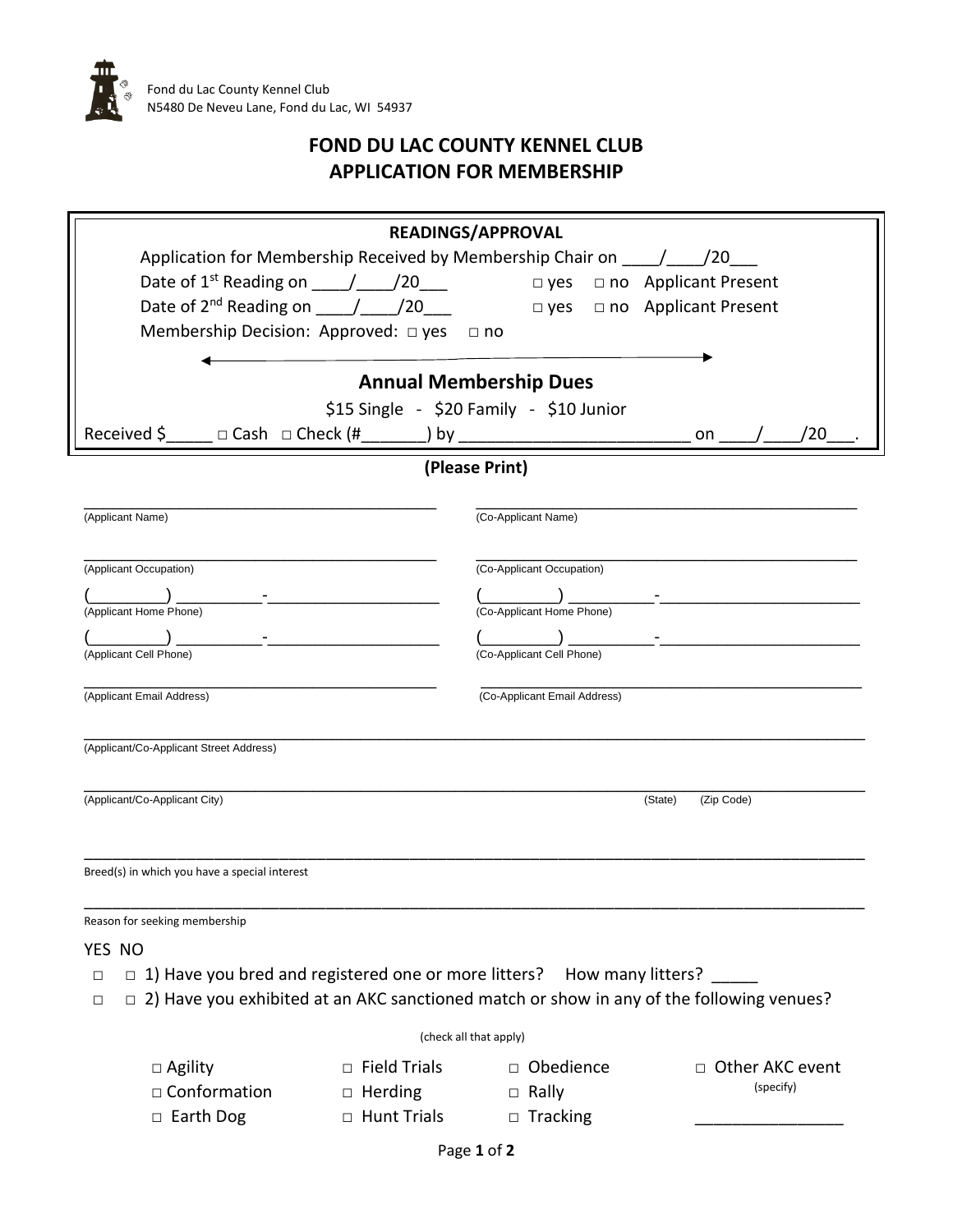Fond du Lac County Kennel Club
N5480 De Neveu Lane, Fond du Lac, WI 54937

# FOND DU LAC COUNTY KENNEL CLUB
## APPLICATION FOR MEMBERSHIP

**READINGS/APPROVAL**

Application for Membership Received by Membership Chair on ____/____/20___

Date of 1st Reading on ____/____/20___ □ yes □ no Applicant Present

Date of 2nd Reading on ____/____/20___ □ yes □ no Applicant Present

Membership Decision: Approved: □ yes □ no

### Annual Membership Dues

$15 Single - $20 Family - $10 Junior

Received $_____ □ Cash □ Check (#_______) by _________________________ on ____/____/20___.

**(Please Print)**

_________________________________________ (Applicant Name)

_________________________________________ (Co-Applicant Name)

_________________________________________ (Applicant Occupation)

_________________________________________ (Co-Applicant Occupation)

(________) _________-___________________ (Applicant Home Phone)

(________) _________-___________________ (Co-Applicant Home Phone)

(________) _________-___________________ (Applicant Cell Phone)

(________) _________-___________________ (Co-Applicant Cell Phone)

_________________________________________ (Applicant Email Address)

_________________________________________ (Co-Applicant Email Address)

_________________________________________________________________________________ (Applicant/Co-Applicant Street Address)

_________________________________________________________________________________ (Applicant/Co-Applicant City) (State) (Zip Code)

_________________________________________________________________________________ Breed(s) in which you have a special interest

_________________________________________________________________________________ Reason for seeking membership

YES NO

□ □ 1) Have you bred and registered one or more litters? How many litters? _____

□ □ 2) Have you exhibited at an AKC sanctioned match or show in any of the following venues?

(check all that apply)

□ Agility
□ Conformation
□ Earth Dog
□ Field Trials
□ Herding
□ Hunt Trials
□ Obedience
□ Rally
□ Tracking
□ Other AKC event (specify) _______________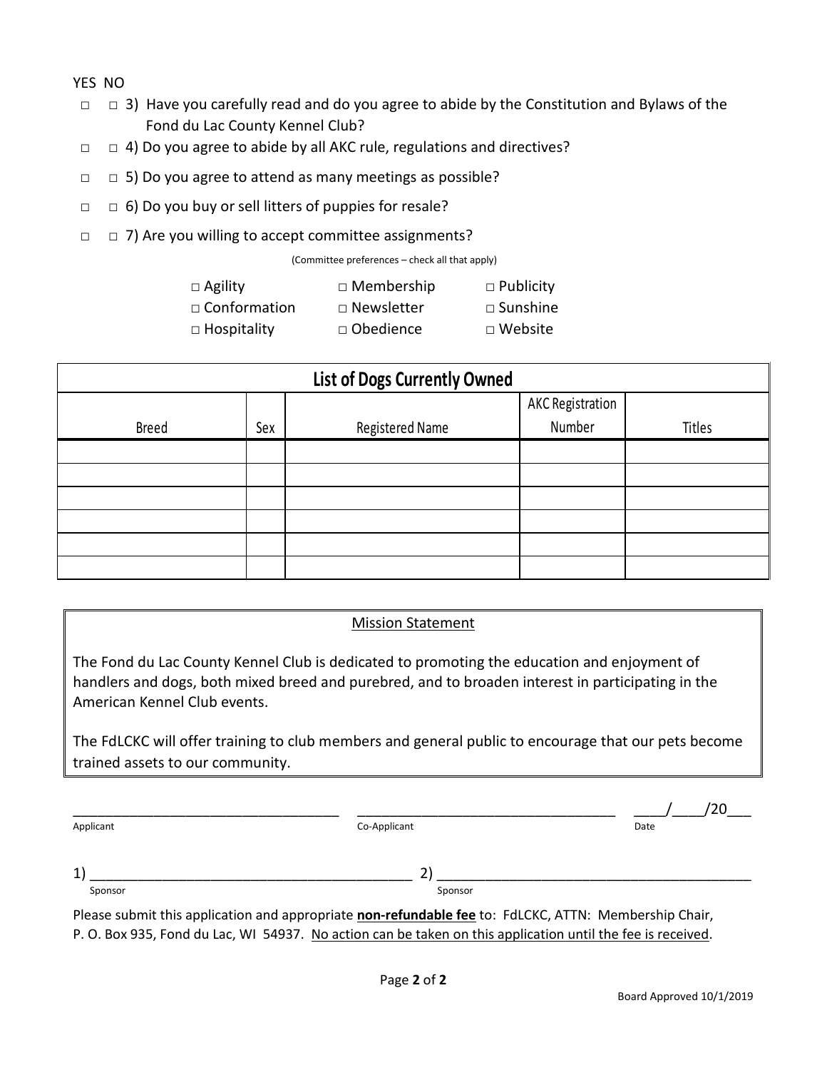YES NO

□ □ 3) Have you carefully read and do you agree to abide by the Constitution and Bylaws of the Fond du Lac County Kennel Club?

□ □ 4) Do you agree to abide by all AKC rule, regulations and directives?

□ □ 5) Do you agree to attend as many meetings as possible?

□ □ 6) Do you buy or sell litters of puppies for resale?

□ □ 7) Are you willing to accept committee assignments?

(Committee preferences – check all that apply)

□ Agility □ Membership □ Publicity
□ Conformation □ Newsletter □ Sunshine
□ Hospitality □ Obedience □ Website

| List of Dogs Currently Owned | | | | |
|---|---|---|---|---|
| Breed | Sex | Registered Name | AKC Registration Number | Titles |
| | | | | |
| | | | | |
| | | | | |
| | | | | |
| | | | | |
| | | | | |

<u>Mission Statement</u>

The Fond du Lac County Kennel Club is dedicated to promoting the education and enjoyment of handlers and dogs, both mixed breed and purebred, and to broaden interest in participating in the American Kennel Club events.

The FdLCKC will offer training to club members and general public to encourage that our pets become trained assets to our community.

_________________________________ _________________________________ ____/____/20___
Applicant Co-Applicant Date

1) ________________________________________ 2) ________________________________________
Sponsor Sponsor

Please submit this application and appropriate **<u>non-refundable fee</u>** to: FdLCKC, ATTN: Membership Chair, P. O. Box 935, Fond du Lac, WI 54937. <u>No action can be taken on this application until the fee is received</u>.

Board Approved 10/1/2019